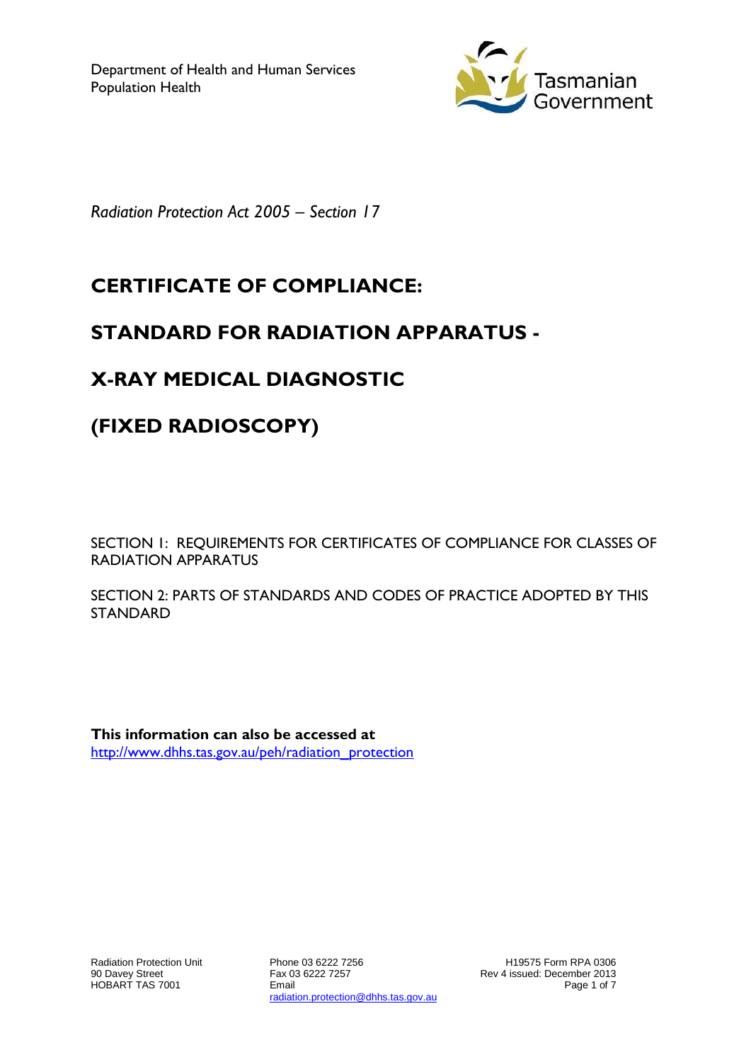Department of Health and Human Services
Population Health

Tasmanian Government

*Radiation Protection Act 2005 – Section 17*

# CERTIFICATE OF COMPLIANCE:

# STANDARD FOR RADIATION APPARATUS -

# X-RAY MEDICAL DIAGNOSTIC

# (FIXED RADIOSCOPY)

SECTION 1: REQUIREMENTS FOR CERTIFICATES OF COMPLIANCE FOR CLASSES OF RADIATION APPARATUS

SECTION 2: PARTS OF STANDARDS AND CODES OF PRACTICE ADOPTED BY THIS STANDARD

**This information can also be accessed at**
http://www.dhhs.tas.gov.au/peh/radiation_protection

Radiation Protection Unit
90 Davey Street
HOBART TAS 7001

Phone 03 6222 7256
Fax 03 6222 7257
Email
radiation.protection@dhhs.tas.gov.au

H19575 Form RPA 0306
Rev 4 issued: December 2013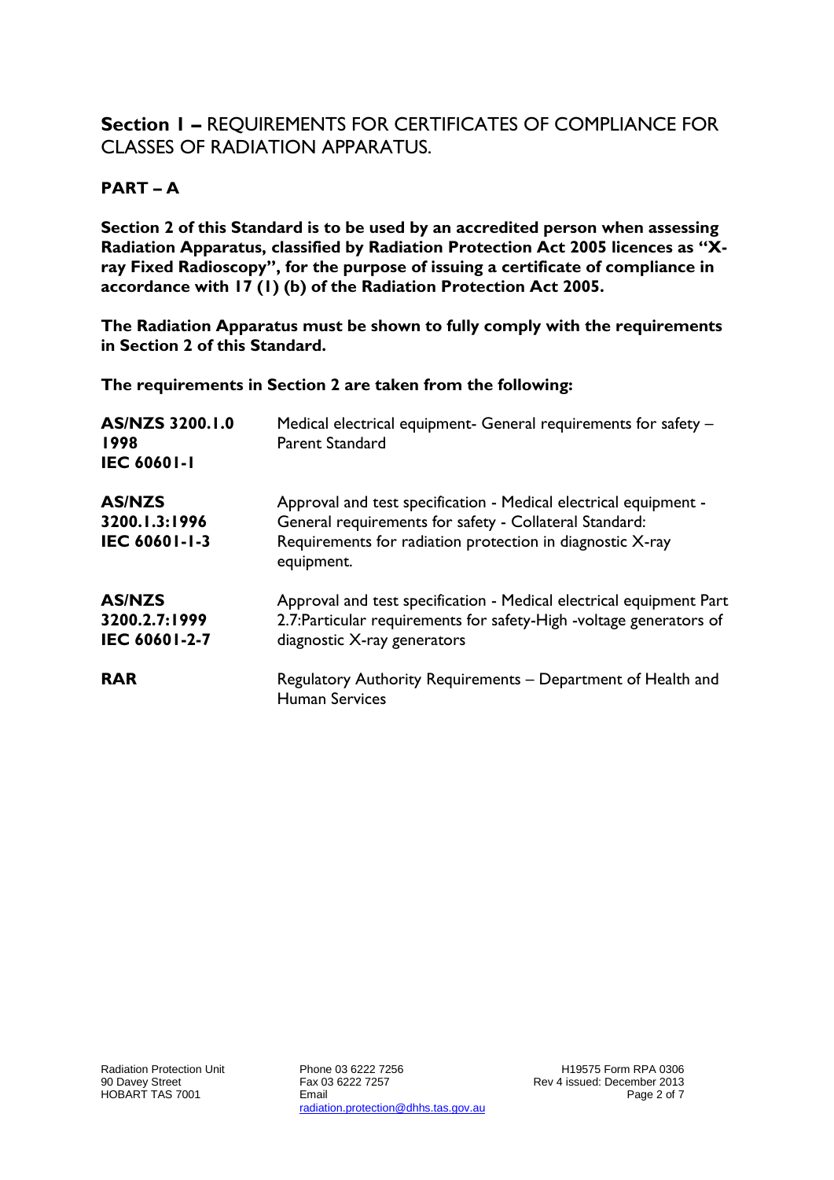## **Section 1 –** REQUIREMENTS FOR CERTIFICATES OF COMPLIANCE FOR CLASSES OF RADIATION APPARATUS.

### PART – A

**Section 2 of this Standard is to be used by an accredited person when assessing Radiation Apparatus, classified by Radiation Protection Act 2005 licences as "X-ray Fixed Radioscopy", for the purpose of issuing a certificate of compliance in accordance with 17 (1) (b) of the Radiation Protection Act 2005.**

**The Radiation Apparatus must be shown to fully comply with the requirements in Section 2 of this Standard.**

**The requirements in Section 2 are taken from the following:**

| | |
|---|---|
| **AS/NZS 3200.1.0 1998**<br>**IEC 60601-1** | Medical electrical equipment- General requirements for safety – Parent Standard |
| **AS/NZS 3200.1.3:1996**<br>**IEC 60601-1-3** | Approval and test specification - Medical electrical equipment - General requirements for safety - Collateral Standard: Requirements for radiation protection in diagnostic X-ray equipment. |
| **AS/NZS 3200.2.7:1999**<br>**IEC 60601-2-7** | Approval and test specification - Medical electrical equipment Part 2.7:Particular requirements for safety-High -voltage generators of diagnostic X-ray generators |
| **RAR** | Regulatory Authority Requirements – Department of Health and Human Services |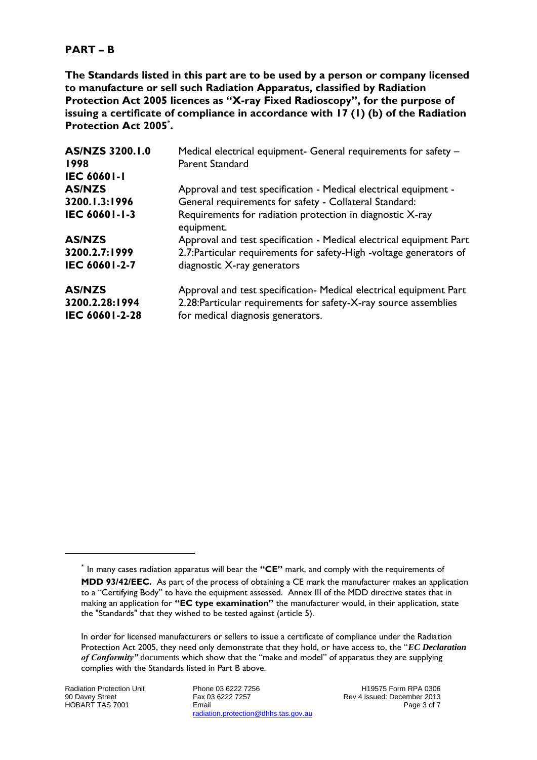## PART – B

**The Standards listed in this part are to be used by a person or company licensed to manufacture or sell such Radiation Apparatus, classified by Radiation Protection Act 2005 licences as "X-ray Fixed Radioscopy", for the purpose of issuing a certificate of compliance in accordance with 17 (1) (b) of the Radiation Protection Act 2005[*].**

| | |
|---|---|
| **AS/NZS 3200.1.0 1998 IEC 60601-1** | Medical electrical equipment- General requirements for safety – Parent Standard |
| **AS/NZS 3200.1.3:1996 IEC 60601-1-3** | Approval and test specification - Medical electrical equipment - General requirements for safety - Collateral Standard: Requirements for radiation protection in diagnostic X-ray equipment. |
| **AS/NZS 3200.2.7:1999 IEC 60601-2-7** | Approval and test specification - Medical electrical equipment Part 2.7:Particular requirements for safety-High -voltage generators of diagnostic X-ray generators |
| **AS/NZS 3200.2.28:1994 IEC 60601-2-28** | Approval and test specification- Medical electrical equipment Part 2.28:Particular requirements for safety-X-ray source assemblies for medical diagnosis generators. |

---

[*] In many cases radiation apparatus will bear the **"CE"** mark, and comply with the requirements of **MDD 93/42/EEC.** As part of the process of obtaining a CE mark the manufacturer makes an application to a "Certifying Body" to have the equipment assessed. Annex III of the MDD directive states that in making an application for **"EC type examination"** the manufacturer would, in their application, state the "Standards" that they wished to be tested against (article 5).

In order for licensed manufacturers or sellers to issue a certificate of compliance under the Radiation Protection Act 2005, they need only demonstrate that they hold, or have access to, the "***EC Declaration of Conformity"*** documents which show that the "make and model" of apparatus they are supplying complies with the Standards listed in Part B above.

Radiation Protection Unit
90 Davey Street
HOBART TAS 7001

Phone 03 6222 7256
Fax 03 6222 7257
Email
radiation.protection@dhhs.tas.gov.au

H19575 Form RPA 0306
Rev 4 issued: December 2013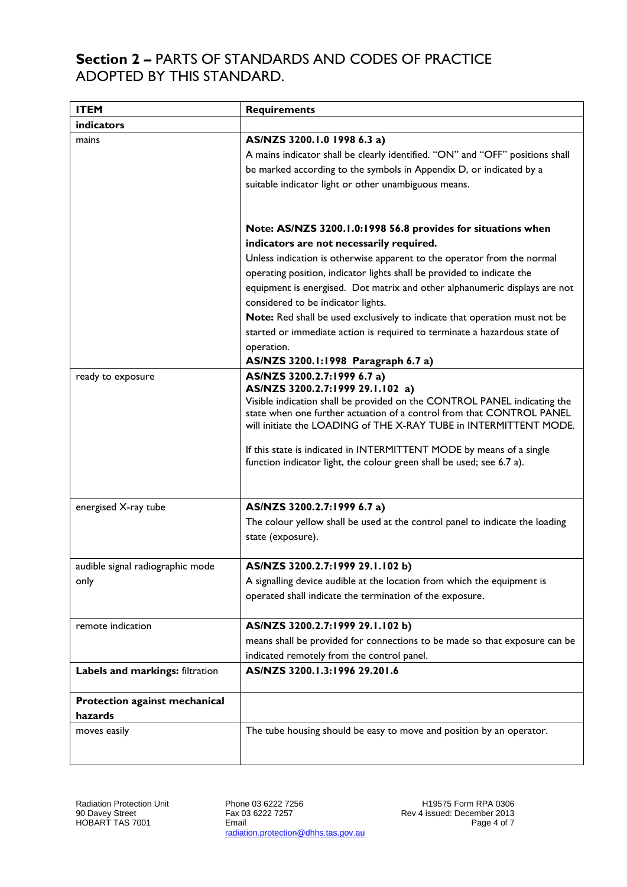## **Section 2 –** PARTS OF STANDARDS AND CODES OF PRACTICE ADOPTED BY THIS STANDARD.

| **ITEM** | **Requirements** |
|---|---|
| **indicators** | |
| mains | **AS/NZS 3200.1.0 1998 6.3 a)**<br>A mains indicator shall be clearly identified. "ON" and "OFF" positions shall be marked according to the symbols in Appendix D, or indicated by a suitable indicator light or other unambiguous means.<br><br>**Note: AS/NZS 3200.1.0:1998 56.8 provides for situations when indicators are not necessarily required.**<br>Unless indication is otherwise apparent to the operator from the normal operating position, indicator lights shall be provided to indicate the equipment is energised. Dot matrix and other alphanumeric displays are not considered to be indicator lights.<br>**Note:** Red shall be used exclusively to indicate that operation must not be started or immediate action is required to terminate a hazardous state of operation.<br>**AS/NZS 3200.1:1998 Paragraph 6.7 a)** |
| ready to exposure | **AS/NZS 3200.2.7:1999 6.7 a)**<br>**AS/NZS 3200.2.7:1999 29.1.102 a)**<br>Visible indication shall be provided on the CONTROL PANEL indicating the state when one further actuation of a control from that CONTROL PANEL will initiate the LOADING of THE X-RAY TUBE in INTERMITTENT MODE.<br><br>If this state is indicated in INTERMITTENT MODE by means of a single function indicator light, the colour green shall be used; see 6.7 a). |
| energised X-ray tube | **AS/NZS 3200.2.7:1999 6.7 a)**<br>The colour yellow shall be used at the control panel to indicate the loading state (exposure). |
| audible signal radiographic mode only | **AS/NZS 3200.2.7:1999 29.1.102 b)**<br>A signalling device audible at the location from which the equipment is operated shall indicate the termination of the exposure. |
| remote indication | **AS/NZS 3200.2.7:1999 29.1.102 b)**<br>means shall be provided for connections to be made so that exposure can be indicated remotely from the control panel. |
| **Labels and markings:** filtration | **AS/NZS 3200.1.3:1996 29.201.6** |
| **Protection against mechanical hazards** | |
| moves easily | The tube housing should be easy to move and position by an operator. |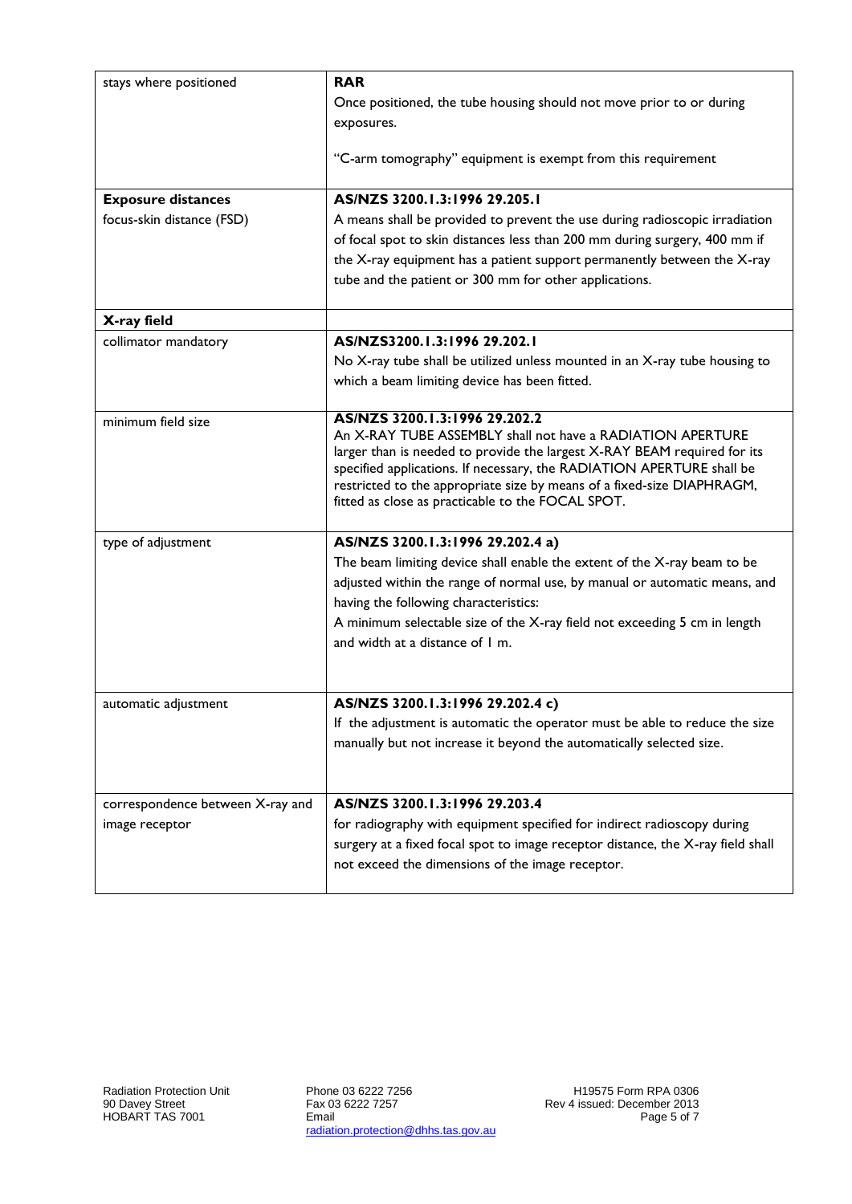| | |
|---|---|
| stays where positioned | **RAR**<br>Once positioned, the tube housing should not move prior to or during exposures.<br><br>"C-arm tomography" equipment is exempt from this requirement |
| **Exposure distances**<br>focus-skin distance (FSD) | **AS/NZS 3200.1.3:1996 29.205.1**<br>A means shall be provided to prevent the use during radioscopic irradiation of focal spot to skin distances less than 200 mm during surgery, 400 mm if the X-ray equipment has a patient support permanently between the X-ray tube and the patient or 300 mm for other applications. |
| **X-ray field** | |
| collimator mandatory | **AS/NZS3200.1.3:1996 29.202.1**<br>No X-ray tube shall be utilized unless mounted in an X-ray tube housing to which a beam limiting device has been fitted. |
| minimum field size | **AS/NZS 3200.1.3:1996 29.202.2**<br>An X-RAY TUBE ASSEMBLY shall not have a RADIATION APERTURE larger than is needed to provide the largest X-RAY BEAM required for its specified applications. If necessary, the RADIATION APERTURE shall be restricted to the appropriate size by means of a fixed-size DIAPHRAGM, fitted as close as practicable to the FOCAL SPOT. |
| type of adjustment | **AS/NZS 3200.1.3:1996 29.202.4 a)**<br>The beam limiting device shall enable the extent of the X-ray beam to be adjusted within the range of normal use, by manual or automatic means, and having the following characteristics:<br>A minimum selectable size of the X-ray field not exceeding 5 cm in length and width at a distance of 1 m. |
| automatic adjustment | **AS/NZS 3200.1.3:1996 29.202.4 c)**<br>If the adjustment is automatic the operator must be able to reduce the size manually but not increase it beyond the automatically selected size. |
| correspondence between X-ray and image receptor | **AS/NZS 3200.1.3:1996 29.203.4**<br>for radiography with equipment specified for indirect radioscopy during surgery at a fixed focal spot to image receptor distance, the X-ray field shall not exceed the dimensions of the image receptor. |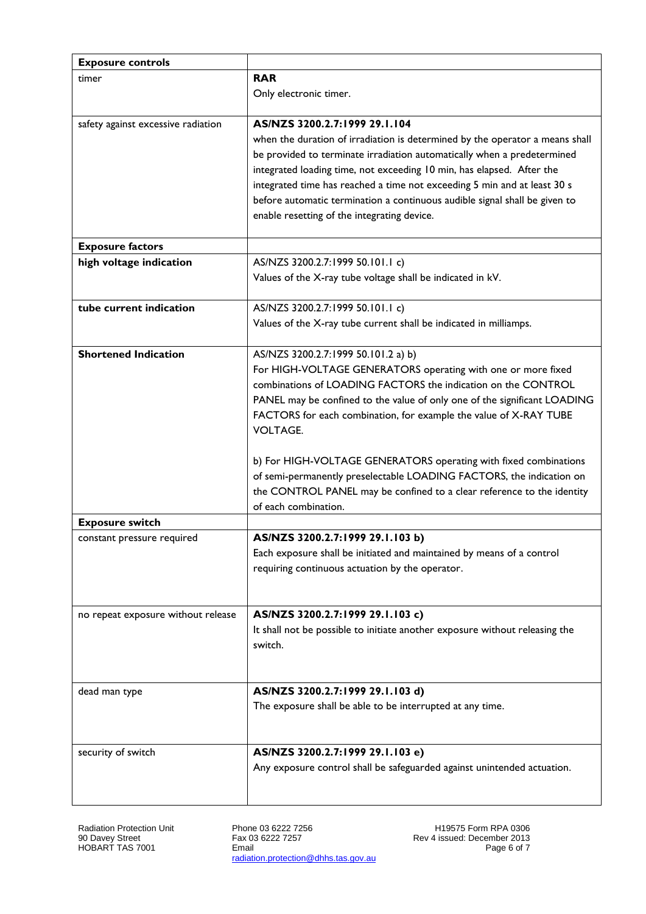| **Exposure controls** | |
|---|---|
| timer | **RAR**<br>Only electronic timer. |
| safety against excessive radiation | **AS/NZS 3200.2.7:1999 29.1.104**<br>when the duration of irradiation is determined by the operator a means shall be provided to terminate irradiation automatically when a predetermined integrated loading time, not exceeding 10 min, has elapsed. After the integrated time has reached a time not exceeding 5 min and at least 30 s before automatic termination a continuous audible signal shall be given to enable resetting of the integrating device. |
| **Exposure factors** | |
| **high voltage indication** | AS/NZS 3200.2.7:1999 50.101.1 c)<br>Values of the X-ray tube voltage shall be indicated in kV. |
| **tube current indication** | AS/NZS 3200.2.7:1999 50.101.1 c)<br>Values of the X-ray tube current shall be indicated in milliamps. |
| **Shortened Indication** | AS/NZS 3200.2.7:1999 50.101.2 a) b)<br>For HIGH-VOLTAGE GENERATORS operating with one or more fixed combinations of LOADING FACTORS the indication on the CONTROL PANEL may be confined to the value of only one of the significant LOADING FACTORS for each combination, for example the value of X-RAY TUBE VOLTAGE.<br><br>b) For HIGH-VOLTAGE GENERATORS operating with fixed combinations of semi-permanently preselectable LOADING FACTORS, the indication on the CONTROL PANEL may be confined to a clear reference to the identity of each combination. |
| **Exposure switch** | |
| constant pressure required | **AS/NZS 3200.2.7:1999 29.1.103 b)**<br>Each exposure shall be initiated and maintained by means of a control requiring continuous actuation by the operator. |
| no repeat exposure without release | **AS/NZS 3200.2.7:1999 29.1.103 c)**<br>It shall not be possible to initiate another exposure without releasing the switch. |
| dead man type | **AS/NZS 3200.2.7:1999 29.1.103 d)**<br>The exposure shall be able to be interrupted at any time. |
| security of switch | **AS/NZS 3200.2.7:1999 29.1.103 e)**<br>Any exposure control shall be safeguarded against unintended actuation. |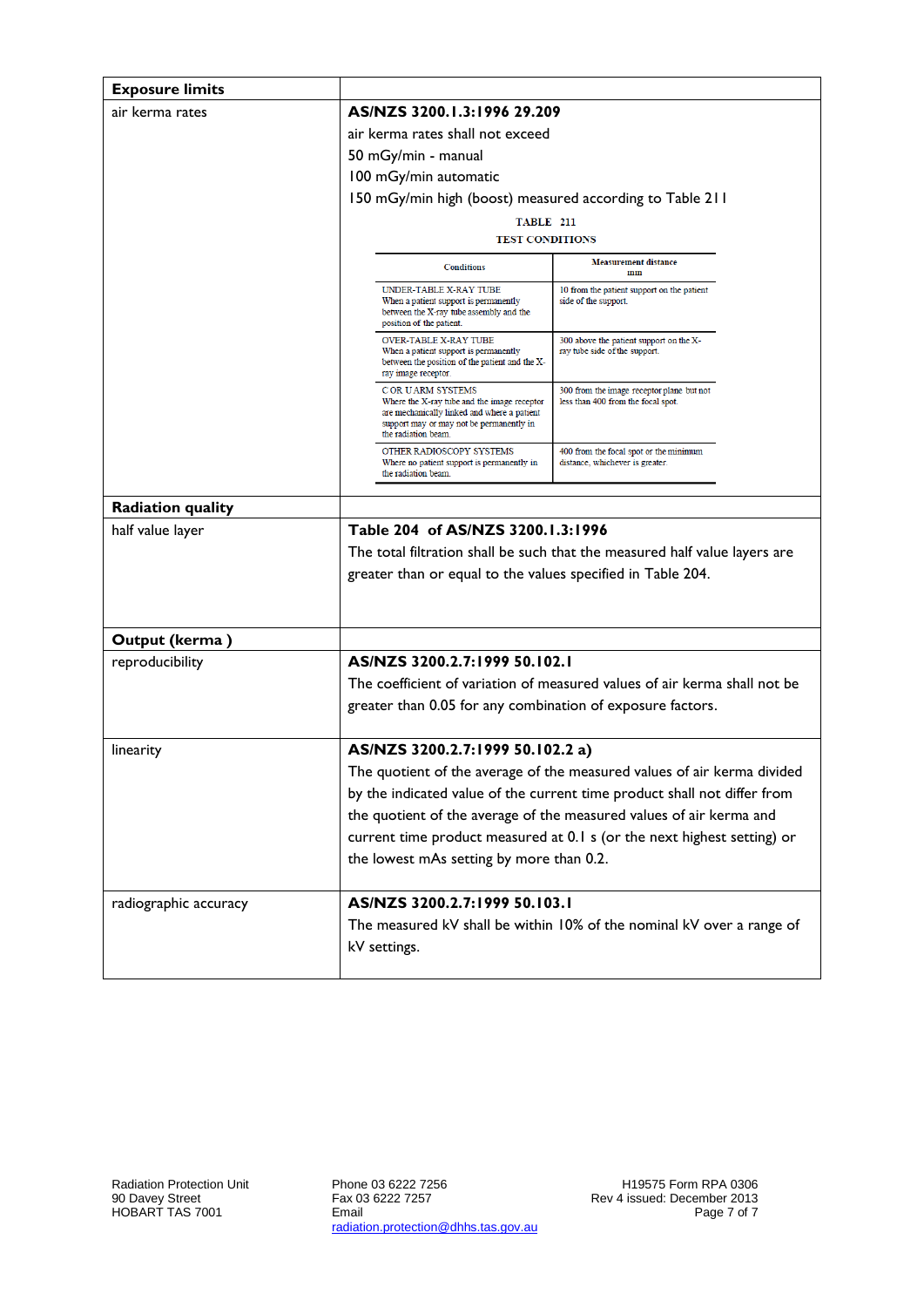| Exposure limits | |
|---|---|
| air kerma rates | **AS/NZS 3200.1.3:1996 29.209**<br>air kerma rates shall not exceed<br>50 mGy/min - manual<br>100 mGy/min automatic<br>150 mGy/min high (boost) measured according to Table 211 |

TABLE 211

TEST CONDITIONS

| Conditions | Measurement distance mm |
|---|---|
| UNDER-TABLE X-RAY TUBE<br>When a patient support is permanently between the X-ray tube assembly and the position of the patient. | 10 from the patient support on the patient side of the support. |
| OVER-TABLE X-RAY TUBE<br>When a patient support is permanently between the position of the patient and the X-ray image receptor. | 300 above the patient support on the X-ray tube side of the support. |
| C OR U ARM SYSTEMS<br>Where the X-ray tube and the image receptor are mechanically linked and where a patient support may or may not be permanently in the radiation beam. | 300 from the image receptor plane but not less than 400 from the focal spot. |
| OTHER RADIOSCOPY SYSTEMS<br>Where no patient support is permanently in the radiation beam. | 400 from the focal spot or the minimum distance, whichever is greater. |

| Radiation quality | |
|---|---|
| half value layer | **Table 204 of AS/NZS 3200.1.3:1996**<br>The total filtration shall be such that the measured half value layers are greater than or equal to the values specified in Table 204. |
| **Output (kerma )** | |
| reproducibility | **AS/NZS 3200.2.7:1999 50.102.1**<br>The coefficient of variation of measured values of air kerma shall not be greater than 0.05 for any combination of exposure factors. |
| linearity | **AS/NZS 3200.2.7:1999 50.102.2 a)**<br>The quotient of the average of the measured values of air kerma divided by the indicated value of the current time product shall not differ from the quotient of the average of the measured values of air kerma and current time product measured at 0.1 s (or the next highest setting) or the lowest mAs setting by more than 0.2. |
| radiographic accuracy | **AS/NZS 3200.2.7:1999 50.103.1**<br>The measured kV shall be within 10% of the nominal kV over a range of kV settings. |